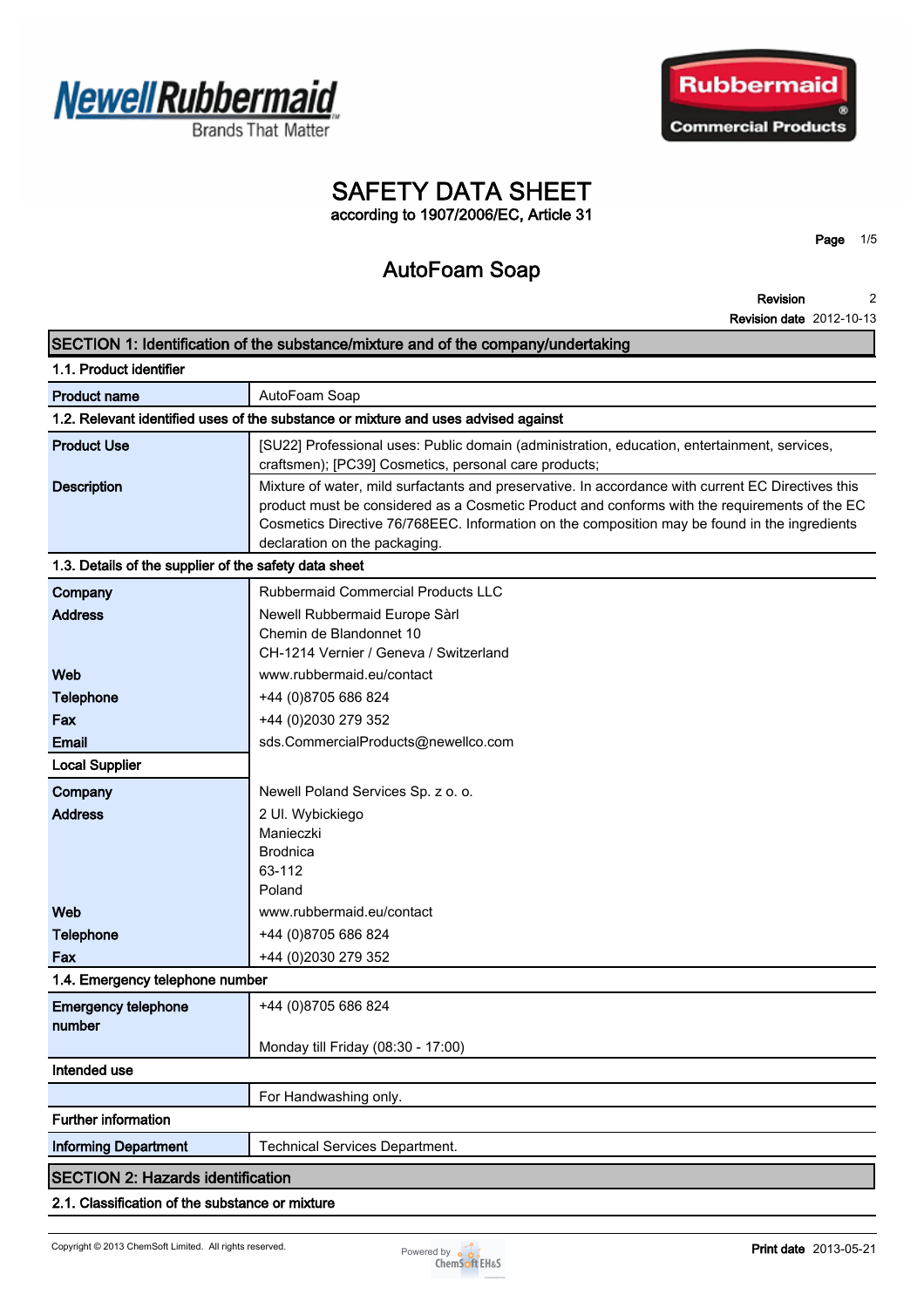# SAFETY DATA SHEET

according to 1907/2006/EC, Article 31

## AutoFoam Soap

Revision 2
Revision date 2012-10-13

## SECTION 1: Identification of the substance/mixture and of the company/undertaking

### 1.1. Product identifier

| | |
|---|---|
| **Product name** | AutoFoam Soap |

### 1.2. Relevant identified uses of the substance or mixture and uses advised against

| | |
|---|---|
| **Product Use** | [SU22] Professional uses: Public domain (administration, education, entertainment, services, craftsmen); [PC39] Cosmetics, personal care products; |
| **Description** | Mixture of water, mild surfactants and preservative. In accordance with current EC Directives this product must be considered as a Cosmetic Product and conforms with the requirements of the EC Cosmetics Directive 76/768EEC. Information on the composition may be found in the ingredients declaration on the packaging. |

### 1.3. Details of the supplier of the safety data sheet

| | |
|---|---|
| **Company** | Rubbermaid Commercial Products LLC |
| **Address** | Newell Rubbermaid Europe Sàrl<br>Chemin de Blandonnet 10<br>CH-1214 Vernier / Geneva / Switzerland |
| **Web** | www.rubbermaid.eu/contact |
| **Telephone** | +44 (0)8705 686 824 |
| **Fax** | +44 (0)2030 279 352 |
| **Email** | sds.CommercialProducts@newellco.com |
| **Local Supplier** | |
| **Company** | Newell Poland Services Sp. z o. o. |
| **Address** | 2 Ul. Wybickiego<br>Manieczki<br>Brodnica<br>63-112<br>Poland |
| **Web** | www.rubbermaid.eu/contact |
| **Telephone** | +44 (0)8705 686 824 |
| **Fax** | +44 (0)2030 279 352 |

### 1.4. Emergency telephone number

| | |
|---|---|
| **Emergency telephone number** | +44 (0)8705 686 824<br><br>Monday till Friday (08:30 - 17:00) |

### Intended use

| | |
|---|---|
| | For Handwashing only. |

### Further information

| | |
|---|---|
| **Informing Department** | Technical Services Department. |

## SECTION 2: Hazards identification

### 2.1. Classification of the substance or mixture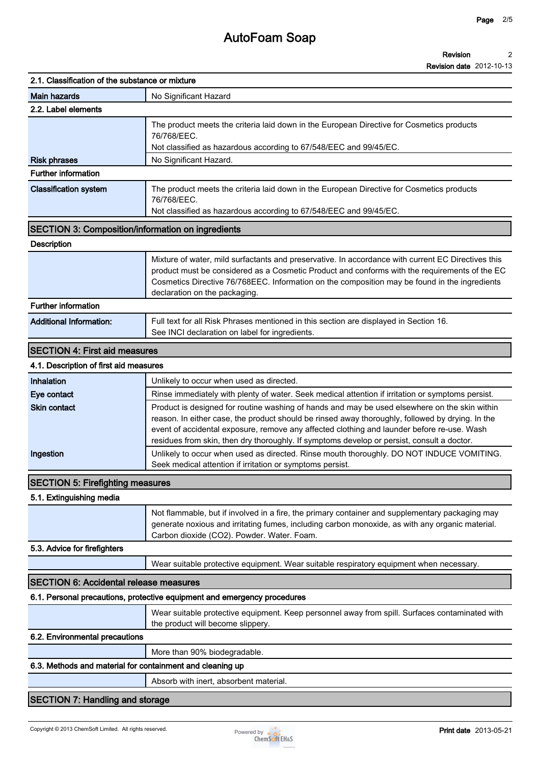### 2.1. Classification of the substance or mixture

| | |
|---|---|
| **Main hazards** | No Significant Hazard |

### 2.2. Label elements

| | |
|---|---|
| | The product meets the criteria laid down in the European Directive for Cosmetics products 76/768/EEC. Not classified as hazardous according to 67/548/EEC and 99/45/EC. |
| **Risk phrases** | No Significant Hazard. |

### Further information

| | |
|---|---|
| **Classification system** | The product meets the criteria laid down in the European Directive for Cosmetics products 76/768/EEC. Not classified as hazardous according to 67/548/EEC and 99/45/EC. |

## SECTION 3: Composition/information on ingredients

### Description

Mixture of water, mild surfactants and preservative. In accordance with current EC Directives this product must be considered as a Cosmetic Product and conforms with the requirements of the EC Cosmetics Directive 76/768EEC. Information on the composition may be found in the ingredients declaration on the packaging.

### Further information

| | |
|---|---|
| **Additional Information:** | Full text for all Risk Phrases mentioned in this section are displayed in Section 16. See INCI declaration on label for ingredients. |

## SECTION 4: First aid measures

### 4.1. Description of first aid measures

| | |
|---|---|
| **Inhalation** | Unlikely to occur when used as directed. |
| **Eye contact** | Rinse immediately with plenty of water. Seek medical attention if irritation or symptoms persist. |
| **Skin contact** | Product is designed for routine washing of hands and may be used elsewhere on the skin within reason. In either case, the product should be rinsed away thoroughly, followed by drying. In the event of accidental exposure, remove any affected clothing and launder before re-use. Wash residues from skin, then dry thoroughly. If symptoms develop or persist, consult a doctor. |
| **Ingestion** | Unlikely to occur when used as directed. Rinse mouth thoroughly. DO NOT INDUCE VOMITING. Seek medical attention if irritation or symptoms persist. |

## SECTION 5: Firefighting measures

### 5.1. Extinguishing media

Not flammable, but if involved in a fire, the primary container and supplementary packaging may generate noxious and irritating fumes, including carbon monoxide, as with any organic material. Carbon dioxide ($CO_2$). Powder. Water. Foam.

### 5.3. Advice for firefighters

Wear suitable protective equipment. Wear suitable respiratory equipment when necessary.

## SECTION 6: Accidental release measures

### 6.1. Personal precautions, protective equipment and emergency procedures

Wear suitable protective equipment. Keep personnel away from spill. Surfaces contaminated with the product will become slippery.

### 6.2. Environmental precautions

More than 90% biodegradable.

### 6.3. Methods and material for containment and cleaning up

Absorb with inert, absorbent material.

## SECTION 7: Handling and storage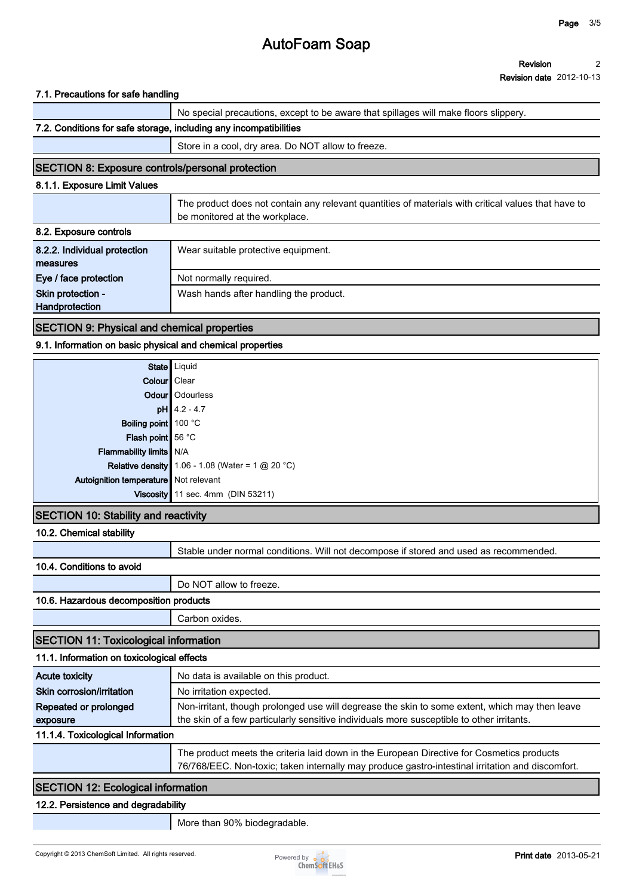### 7.1. Precautions for safe handling

| | |
|---|---|
| | No special precautions, except to be aware that spillages will make floors slippery. |

### 7.2. Conditions for safe storage, including any incompatibilities

| | |
|---|---|
| | Store in a cool, dry area. Do NOT allow to freeze. |

## SECTION 8: Exposure controls/personal protection

### 8.1.1. Exposure Limit Values

| | |
|---|---|
| | The product does not contain any relevant quantities of materials with critical values that have to be monitored at the workplace. |

### 8.2. Exposure controls

| | |
|---|---|
| **8.2.2. Individual protection measures** | Wear suitable protective equipment. |
| **Eye / face protection** | Not normally required. |
| **Skin protection - Handprotection** | Wash hands after handling the product. |

## SECTION 9: Physical and chemical properties

### 9.1. Information on basic physical and chemical properties

| | |
|---|---|
| **State** | Liquid |
| **Colour** | Clear |
| **Odour** | Odourless |
| **pH** | 4.2 - 4.7 |
| **Boiling point** | 100 °C |
| **Flash point** | 56 °C |
| **Flammability limits** | N/A |
| **Relative density** | 1.06 - 1.08 (Water = 1 @ 20 °C) |
| **Autoignition temperature** | Not relevant |
| **Viscosity** | 11 sec. 4mm (DIN 53211) |

## SECTION 10: Stability and reactivity

### 10.2. Chemical stability

| | |
|---|---|
| | Stable under normal conditions. Will not decompose if stored and used as recommended. |

### 10.4. Conditions to avoid

| | |
|---|---|
| | Do NOT allow to freeze. |

### 10.6. Hazardous decomposition products

| | |
|---|---|
| | Carbon oxides. |

## SECTION 11: Toxicological information

### 11.1. Information on toxicological effects

| | |
|---|---|
| **Acute toxicity** | No data is available on this product. |
| **Skin corrosion/irritation** | No irritation expected. |
| **Repeated or prolonged exposure** | Non-irritant, though prolonged use will degrease the skin to some extent, which may then leave the skin of a few particularly sensitive individuals more susceptible to other irritants. |

### 11.1.4. Toxicological Information

| | |
|---|---|
| | The product meets the criteria laid down in the European Directive for Cosmetics products 76/768/EEC. Non-toxic; taken internally may produce gastro-intestinal irritation and discomfort. |

## SECTION 12: Ecological information

### 12.2. Persistence and degradability

| | |
|---|---|
| | More than 90% biodegradable. |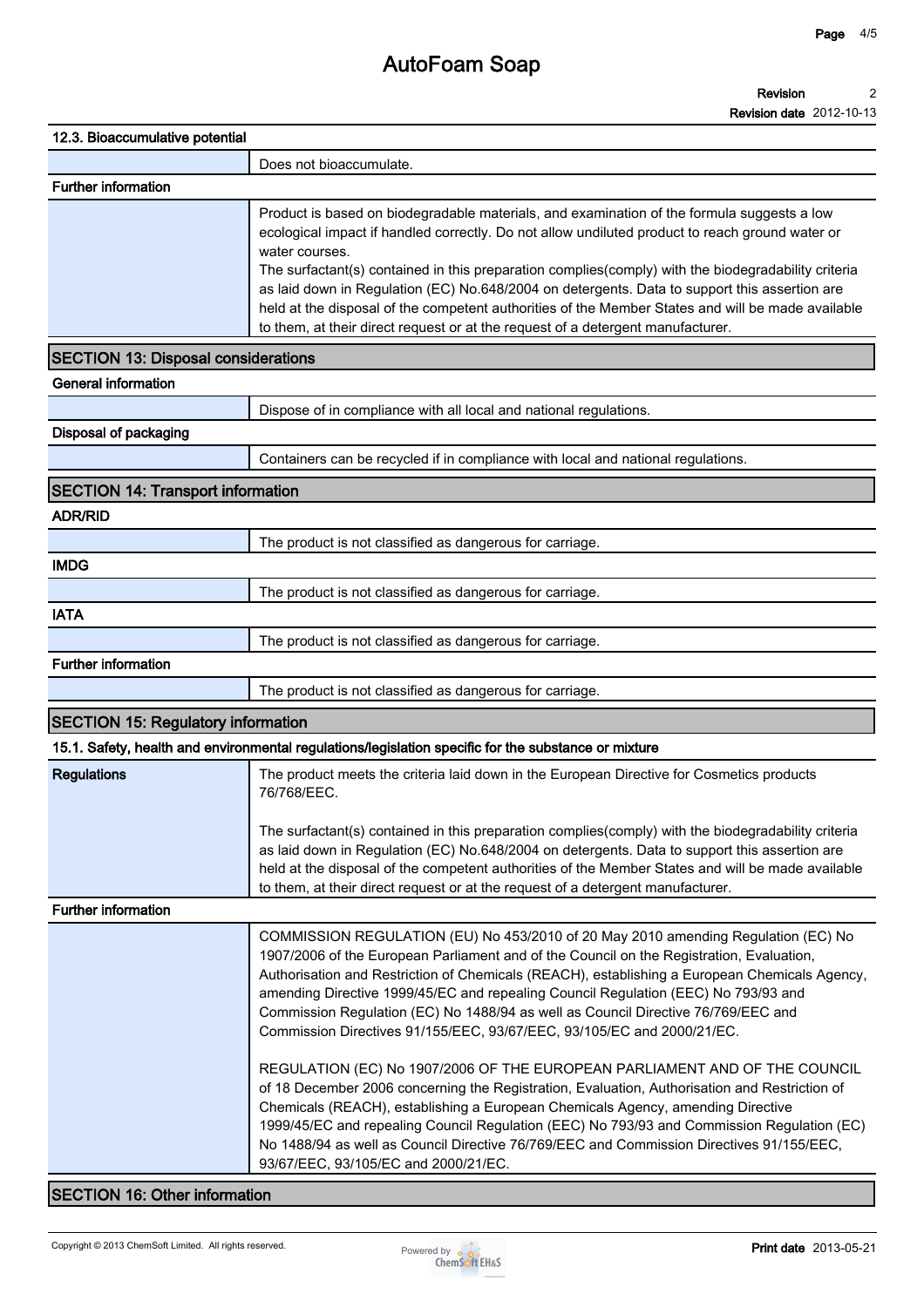### 12.3. Bioaccumulative potential

| | |
|---|---|
| | Does not bioaccumulate. |

### Further information

| | |
|---|---|
| | Product is based on biodegradable materials, and examination of the formula suggests a low ecological impact if handled correctly. Do not allow undiluted product to reach ground water or water courses. The surfactant(s) contained in this preparation complies(comply) with the biodegradability criteria as laid down in Regulation (EC) No.648/2004 on detergents. Data to support this assertion are held at the disposal of the competent authorities of the Member States and will be made available to them, at their direct request or at the request of a detergent manufacturer. |

## SECTION 13: Disposal considerations

### General information

| | |
|---|---|
| | Dispose of in compliance with all local and national regulations. |

### Disposal of packaging

| | |
|---|---|
| | Containers can be recycled if in compliance with local and national regulations. |

## SECTION 14: Transport information

### ADR/RID

| | |
|---|---|
| | The product is not classified as dangerous for carriage. |

### IMDG

| | |
|---|---|
| | The product is not classified as dangerous for carriage. |

### IATA

| | |
|---|---|
| | The product is not classified as dangerous for carriage. |

### Further information

| | |
|---|---|
| | The product is not classified as dangerous for carriage. |

## SECTION 15: Regulatory information

### 15.1. Safety, health and environmental regulations/legislation specific for the substance or mixture

| | |
|---|---|
| **Regulations** | The product meets the criteria laid down in the European Directive for Cosmetics products 76/768/EEC.<br><br>The surfactant(s) contained in this preparation complies(comply) with the biodegradability criteria as laid down in Regulation (EC) No.648/2004 on detergents. Data to support this assertion are held at the disposal of the competent authorities of the Member States and will be made available to them, at their direct request or at the request of a detergent manufacturer. |

### Further information

| | |
|---|---|
| | COMMISSION REGULATION (EU) No 453/2010 of 20 May 2010 amending Regulation (EC) No 1907/2006 of the European Parliament and of the Council on the Registration, Evaluation, Authorisation and Restriction of Chemicals (REACH), establishing a European Chemicals Agency, amending Directive 1999/45/EC and repealing Council Regulation (EEC) No 793/93 and Commission Regulation (EC) No 1488/94 as well as Council Directive 76/769/EEC and Commission Directives 91/155/EEC, 93/67/EEC, 93/105/EC and 2000/21/EC.<br><br>REGULATION (EC) No 1907/2006 OF THE EUROPEAN PARLIAMENT AND OF THE COUNCIL of 18 December 2006 concerning the Registration, Evaluation, Authorisation and Restriction of Chemicals (REACH), establishing a European Chemicals Agency, amending Directive 1999/45/EC and repealing Council Regulation (EEC) No 793/93 and Commission Regulation (EC) No 1488/94 as well as Council Directive 76/769/EEC and Commission Directives 91/155/EEC, 93/67/EEC, 93/105/EC and 2000/21/EC. |

## SECTION 16: Other information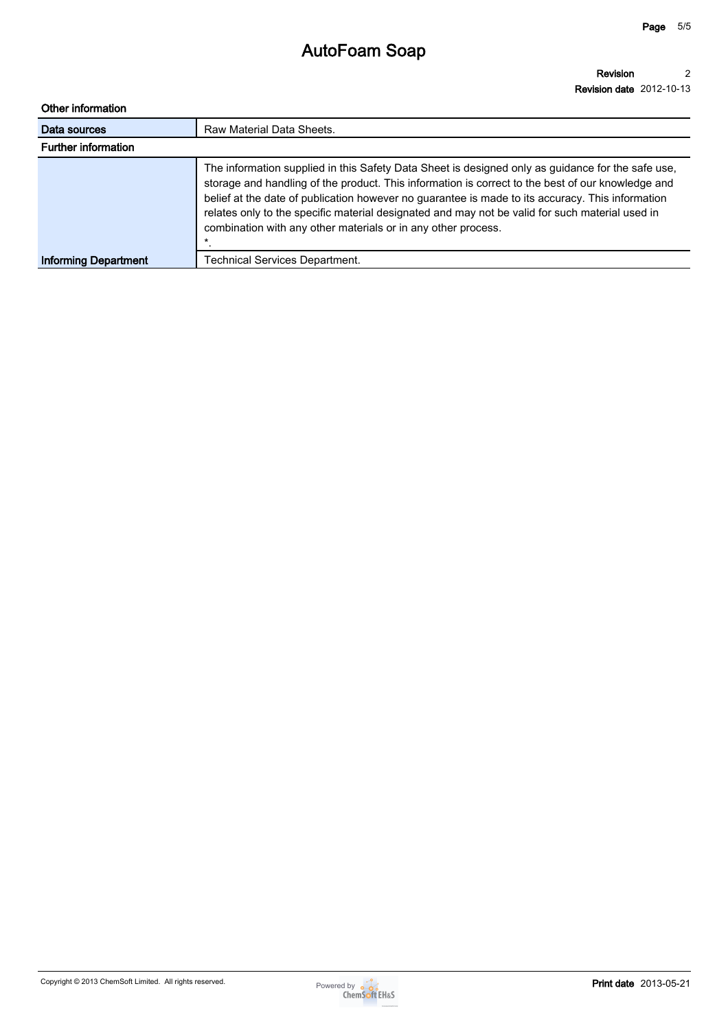# AutoFoam Soap

**Revision** 2
**Revision date** 2012-10-13

## Other information

| | |
|---|---|
| **Data sources** | Raw Material Data Sheets. |

### Further information

| | |
|---|---|
| | The information supplied in this Safety Data Sheet is designed only as guidance for the safe use, storage and handling of the product. This information is correct to the best of our knowledge and belief at the date of publication however no guarantee is made to its accuracy. This information relates only to the specific material designated and may not be valid for such material used in combination with any other materials or in any other process. *. |
| **Informing Department** | Technical Services Department. |

Copyright © 2013 ChemSoft Limited. All rights reserved.

Powered by ChemSoft EH&S

**Print date** 2013-05-21